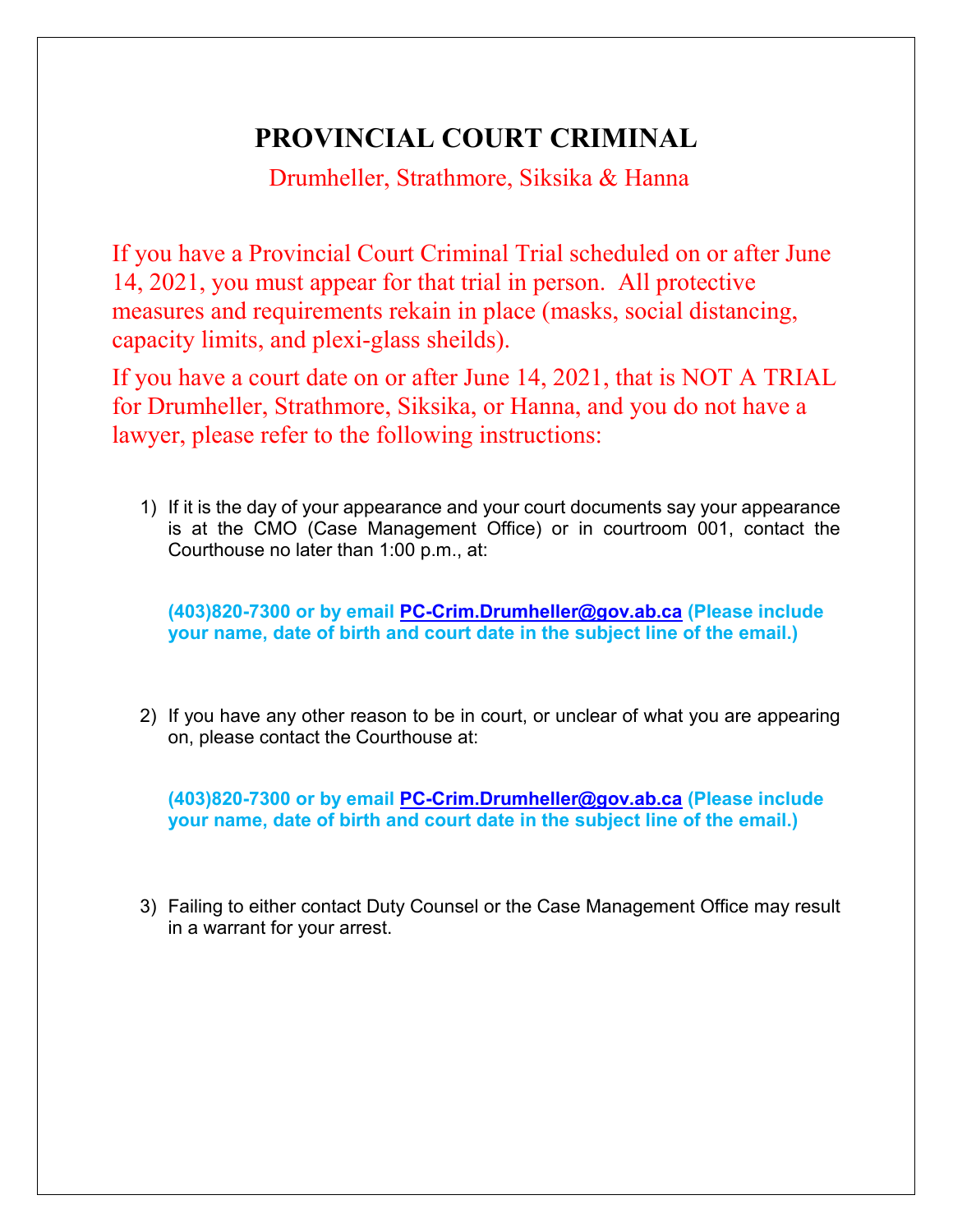# PROVINCIAL COURT CRIMINAL

Drumheller, Strathmore, Siksika & Hanna

If you have a Provincial Court Criminal Trial scheduled on or after June 14, 2021, you must appear for that trial in person. All protective measures and requirements rekain in place (masks, social distancing, capacity limits, and plexi-glass sheilds).

If you have a court date on or after June 14, 2021, that is NOT A TRIAL for Drumheller, Strathmore, Siksika, or Hanna, and you do not have a lawyer, please refer to the following instructions:

1) If it is the day of your appearance and your court documents say your appearance is at the CMO (Case Management Office) or in courtroom 001, contact the Courthouse no later than 1:00 p.m., at:

   **(403)820-7300 or by email [PC-Crim.Drumheller@gov.ab.ca](mailto:PC-Crim.Drumheller@gov.ab.ca) (Please include your name, date of birth and court date in the subject line of the email.)**

2) If you have any other reason to be in court, or unclear of what you are appearing on, please contact the Courthouse at:

   **(403)820-7300 or by email [PC-Crim.Drumheller@gov.ab.ca](mailto:PC-Crim.Drumheller@gov.ab.ca) (Please include your name, date of birth and court date in the subject line of the email.)**

3) Failing to either contact Duty Counsel or the Case Management Office may result in a warrant for your arrest.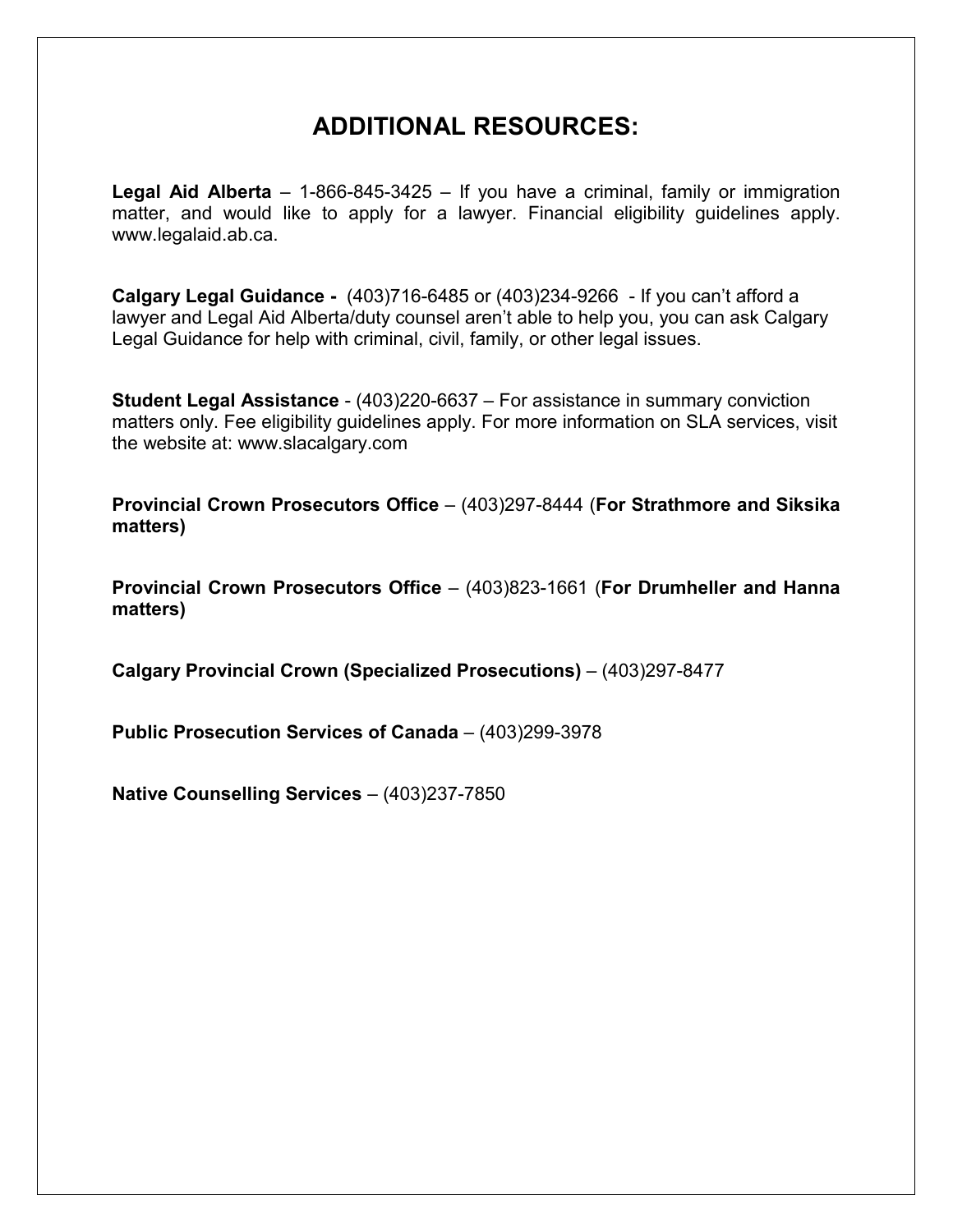# ADDITIONAL RESOURCES:

**Legal Aid Alberta** – 1-866-845-3425 – If you have a criminal, family or immigration matter, and would like to apply for a lawyer. Financial eligibility guidelines apply. www.legalaid.ab.ca.

**Calgary Legal Guidance -** (403)716-6485 or (403)234-9266 - If you can't afford a lawyer and Legal Aid Alberta/duty counsel aren't able to help you, you can ask Calgary Legal Guidance for help with criminal, civil, family, or other legal issues.

**Student Legal Assistance** - (403)220-6637 – For assistance in summary conviction matters only. Fee eligibility guidelines apply. For more information on SLA services, visit the website at: www.slacalgary.com

**Provincial Crown Prosecutors Office** – (403)297-8444 (**For Strathmore and Siksika matters)**

**Provincial Crown Prosecutors Office** – (403)823-1661 (**For Drumheller and Hanna matters)**

**Calgary Provincial Crown (Specialized Prosecutions)** – (403)297-8477

**Public Prosecution Services of Canada** – (403)299-3978

**Native Counselling Services** – (403)237-7850